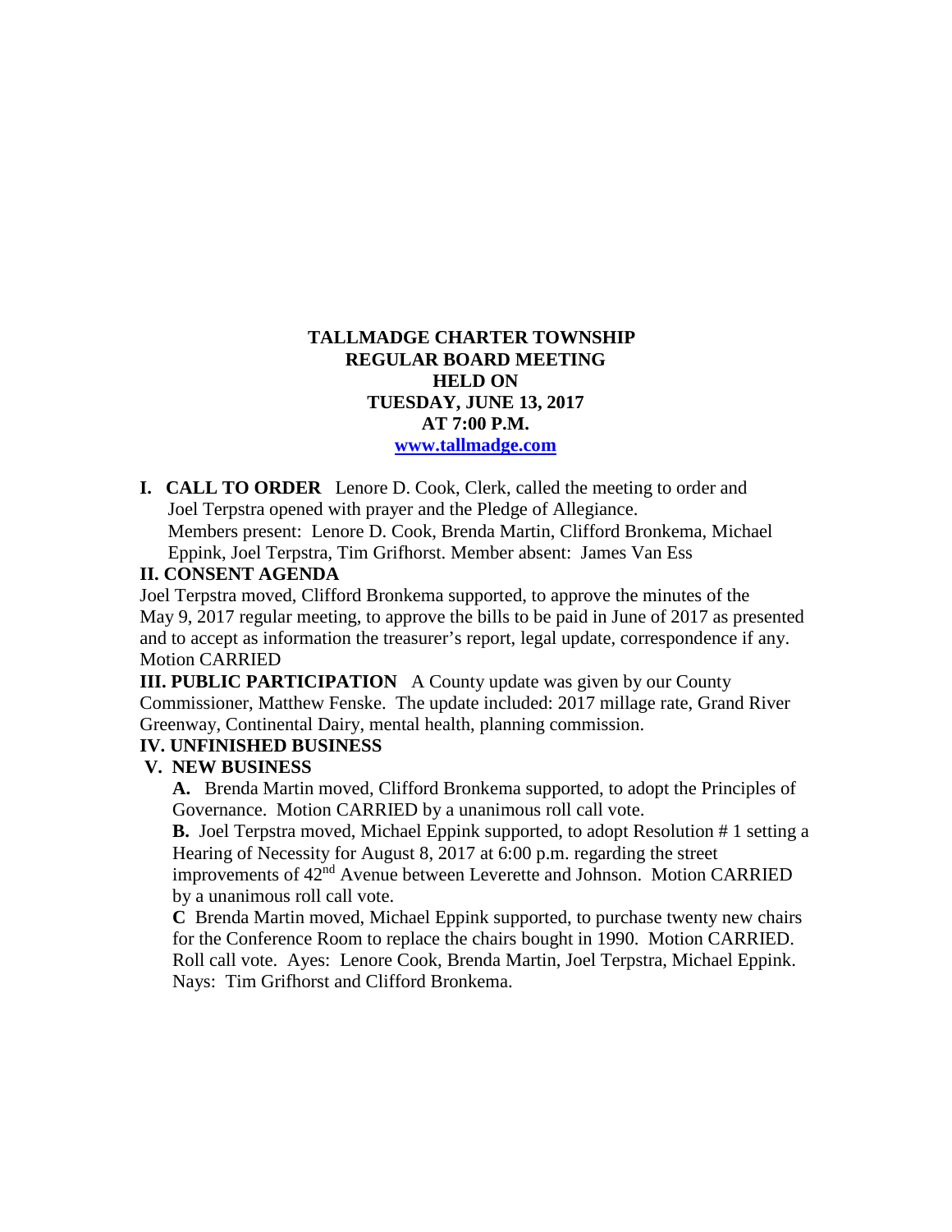# TALLMADGE CHARTER TOWNSHIP
## REGULAR BOARD MEETING
## HELD ON
## TUESDAY, JUNE 13, 2017
## AT 7:00 P.M.
[www.tallmadge.com](http://www.tallmadge.com)

**I. CALL TO ORDER** Lenore D. Cook, Clerk, called the meeting to order and Joel Terpstra opened with prayer and the Pledge of Allegiance.
Members present: Lenore D. Cook, Brenda Martin, Clifford Bronkema, Michael Eppink, Joel Terpstra, Tim Grifhorst. Member absent: James Van Ess

**II. CONSENT AGENDA**

Joel Terpstra moved, Clifford Bronkema supported, to approve the minutes of the May 9, 2017 regular meeting, to approve the bills to be paid in June of 2017 as presented and to accept as information the treasurer's report, legal update, correspondence if any. Motion CARRIED

**III. PUBLIC PARTICIPATION** A County update was given by our County Commissioner, Matthew Fenske. The update included: 2017 millage rate, Grand River Greenway, Continental Dairy, mental health, planning commission.

**IV. UNFINISHED BUSINESS**

**V. NEW BUSINESS**

**A.** Brenda Martin moved, Clifford Bronkema supported, to adopt the Principles of Governance. Motion CARRIED by a unanimous roll call vote.

**B.** Joel Terpstra moved, Michael Eppink supported, to adopt Resolution # 1 setting a Hearing of Necessity for August 8, 2017 at 6:00 p.m. regarding the street improvements of 42nd Avenue between Leverette and Johnson. Motion CARRIED by a unanimous roll call vote.

**C** Brenda Martin moved, Michael Eppink supported, to purchase twenty new chairs for the Conference Room to replace the chairs bought in 1990. Motion CARRIED. Roll call vote. Ayes: Lenore Cook, Brenda Martin, Joel Terpstra, Michael Eppink. Nays: Tim Grifhorst and Clifford Bronkema.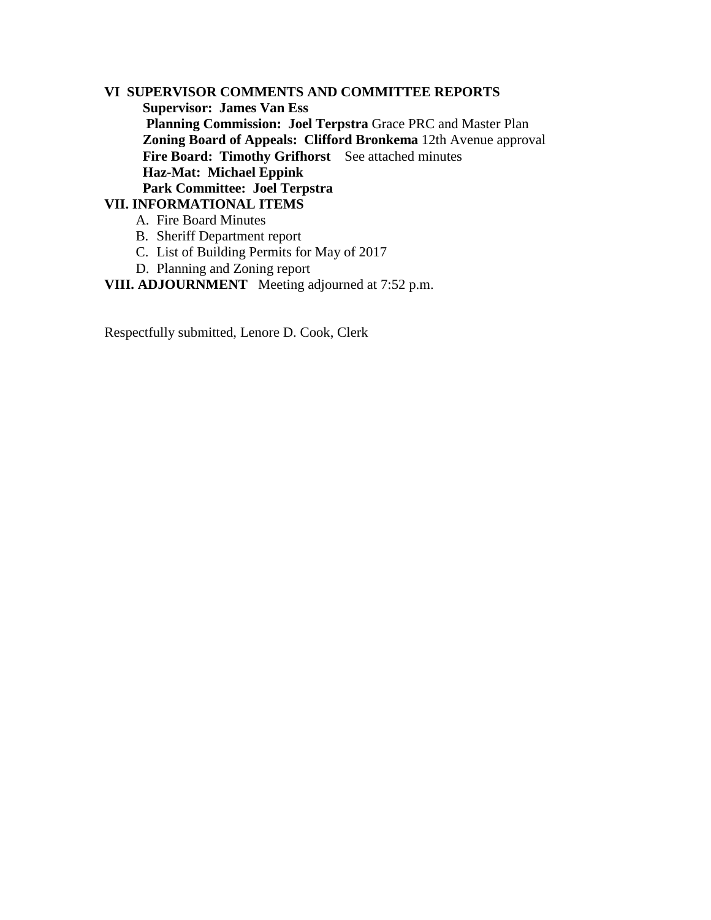## VI SUPERVISOR COMMENTS AND COMMITTEE REPORTS

**Supervisor: James Van Ess**

**Planning Commission: Joel Terpstra** Grace PRC and Master Plan

**Zoning Board of Appeals: Clifford Bronkema** 12th Avenue approval

**Fire Board: Timothy Grifhorst** See attached minutes

**Haz-Mat: Michael Eppink**

**Park Committee: Joel Terpstra**

## VII. INFORMATIONAL ITEMS

A. Fire Board Minutes
B. Sheriff Department report
C. List of Building Permits for May of 2017
D. Planning and Zoning report

**VIII. ADJOURNMENT** Meeting adjourned at 7:52 p.m.

Respectfully submitted, Lenore D. Cook, Clerk